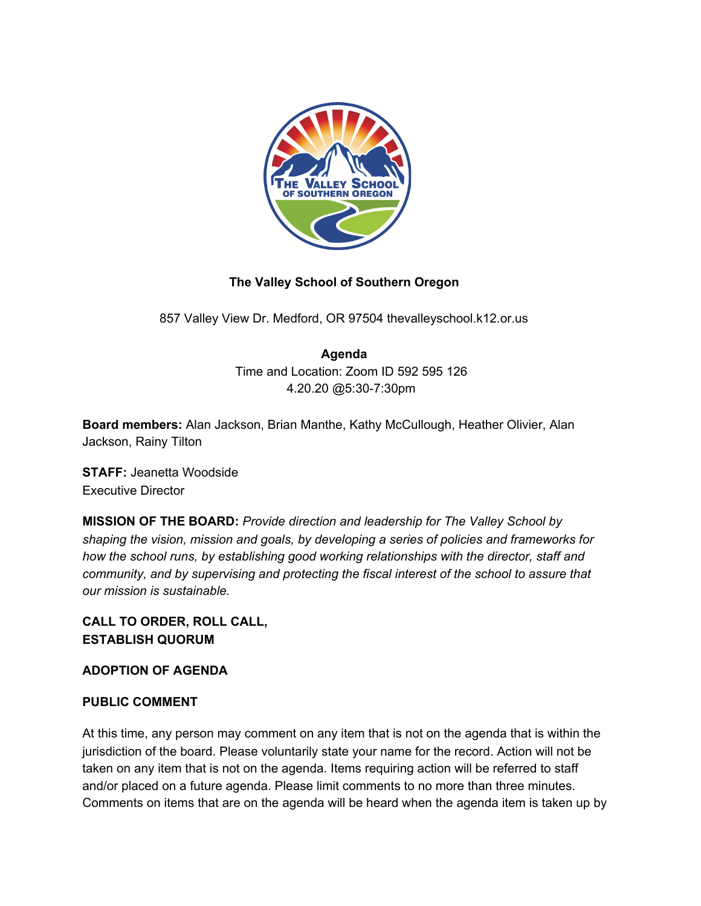**The Valley School of Southern Oregon**

857 Valley View Dr. Medford, OR 97504 thevalleyschool.k12.or.us

**Agenda**
Time and Location: Zoom ID 592 595 126
4.20.20 @5:30-7:30pm

**Board members:** Alan Jackson, Brian Manthe, Kathy McCullough, Heather Olivier, Alan Jackson, Rainy Tilton

**STAFF:** Jeanetta Woodside
Executive Director

**MISSION OF THE BOARD:** *Provide direction and leadership for The Valley School by shaping the vision, mission and goals, by developing a series of policies and frameworks for how the school runs, by establishing good working relationships with the director, staff and community, and by supervising and protecting the fiscal interest of the school to assure that our mission is sustainable.*

**CALL TO ORDER, ROLL CALL, ESTABLISH QUORUM**

**ADOPTION OF AGENDA**

**PUBLIC COMMENT**

At this time, any person may comment on any item that is not on the agenda that is within the jurisdiction of the board. Please voluntarily state your name for the record. Action will not be taken on any item that is not on the agenda. Items requiring action will be referred to staff and/or placed on a future agenda. Please limit comments to no more than three minutes. Comments on items that are on the agenda will be heard when the agenda item is taken up by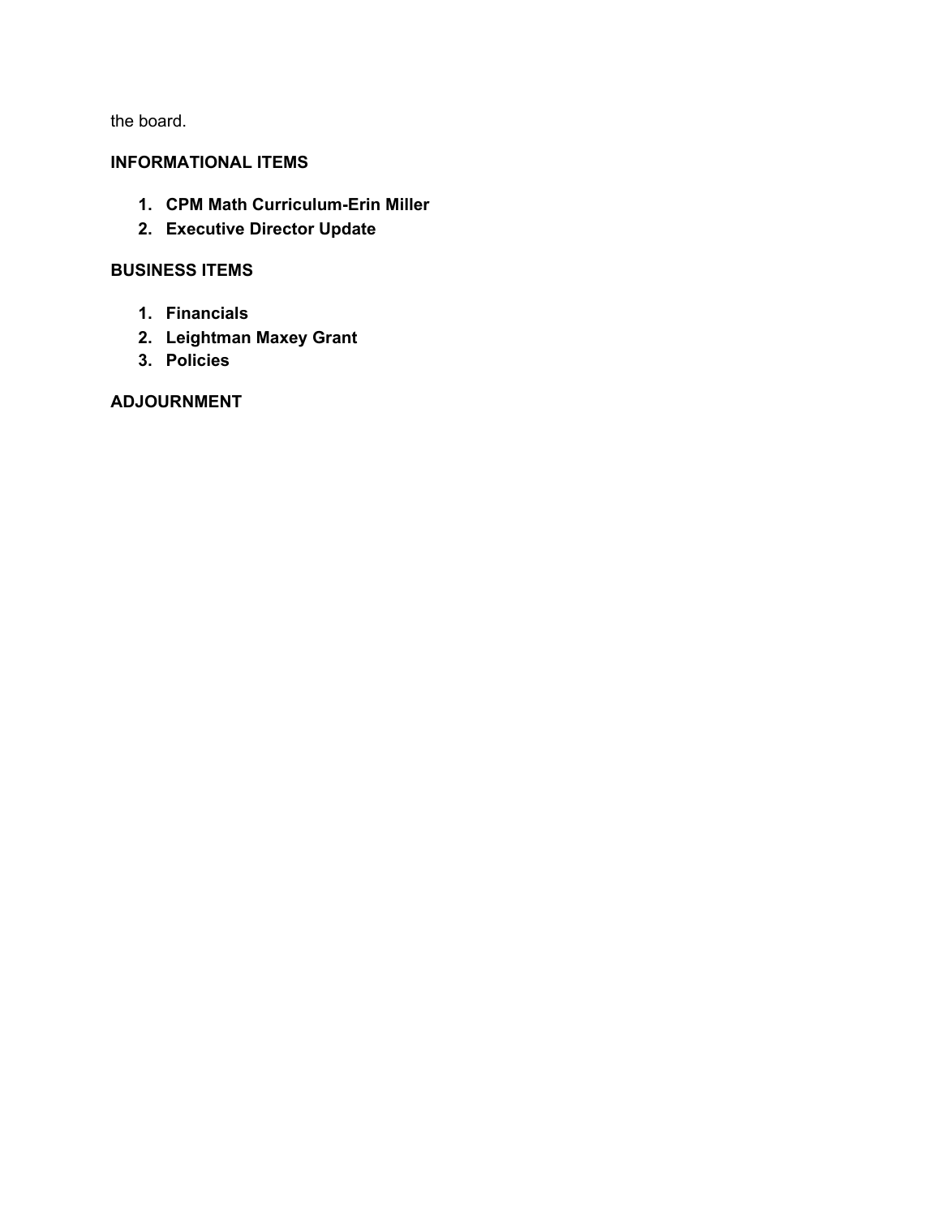the board.

**INFORMATIONAL ITEMS**

1. **CPM Math Curriculum-Erin Miller**
2. **Executive Director Update**

**BUSINESS ITEMS**

1. **Financials**
2. **Leightman Maxey Grant**
3. **Policies**

**ADJOURNMENT**